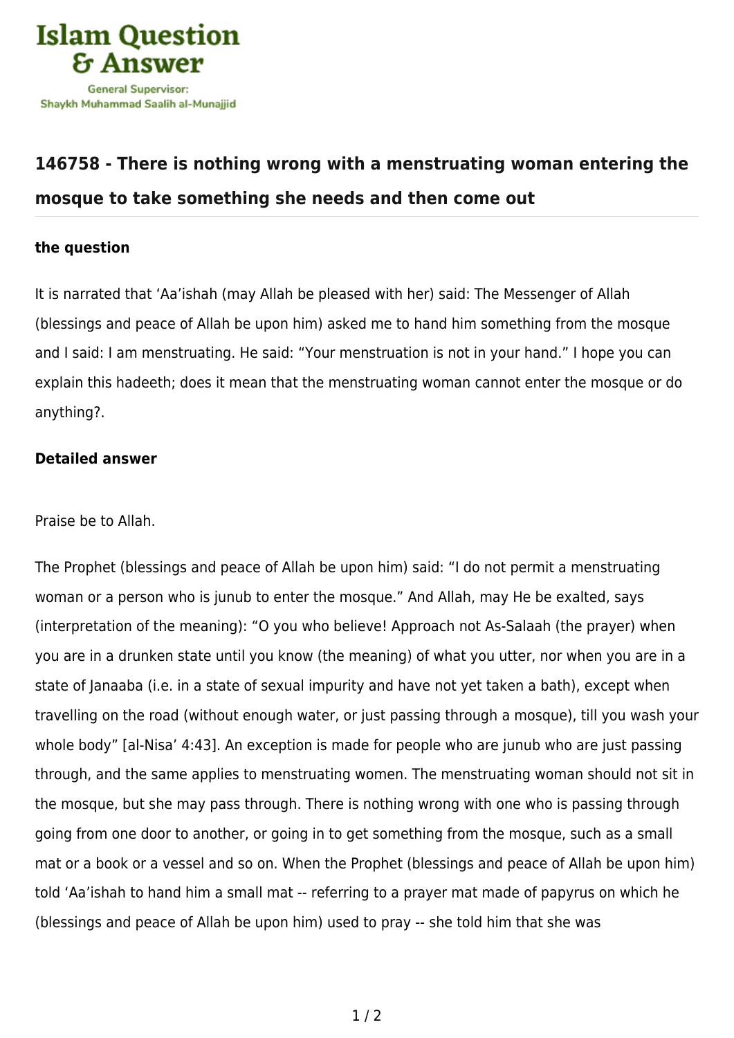Islam Question & Answer

General Supervisor: Shaykh Muhammad Saalih al-Munajjid

## 146758 - There is nothing wrong with a menstruating woman entering the mosque to take something she needs and then come out

### the question

It is narrated that 'Aa'ishah (may Allah be pleased with her) said: The Messenger of Allah (blessings and peace of Allah be upon him) asked me to hand him something from the mosque and I said: I am menstruating. He said: "Your menstruation is not in your hand." I hope you can explain this hadeeth; does it mean that the menstruating woman cannot enter the mosque or do anything?.

### Detailed answer

Praise be to Allah.

The Prophet (blessings and peace of Allah be upon him) said: "I do not permit a menstruating woman or a person who is junub to enter the mosque." And Allah, may He be exalted, says (interpretation of the meaning): "O you who believe! Approach not As-Salaah (the prayer) when you are in a drunken state until you know (the meaning) of what you utter, nor when you are in a state of Janaaba (i.e. in a state of sexual impurity and have not yet taken a bath), except when travelling on the road (without enough water, or just passing through a mosque), till you wash your whole body" [al-Nisa' 4:43]. An exception is made for people who are junub who are just passing through, and the same applies to menstruating women. The menstruating woman should not sit in the mosque, but she may pass through. There is nothing wrong with one who is passing through going from one door to another, or going in to get something from the mosque, such as a small mat or a book or a vessel and so on. When the Prophet (blessings and peace of Allah be upon him) told 'Aa'ishah to hand him a small mat -- referring to a prayer mat made of papyrus on which he (blessings and peace of Allah be upon him) used to pray -- she told him that she was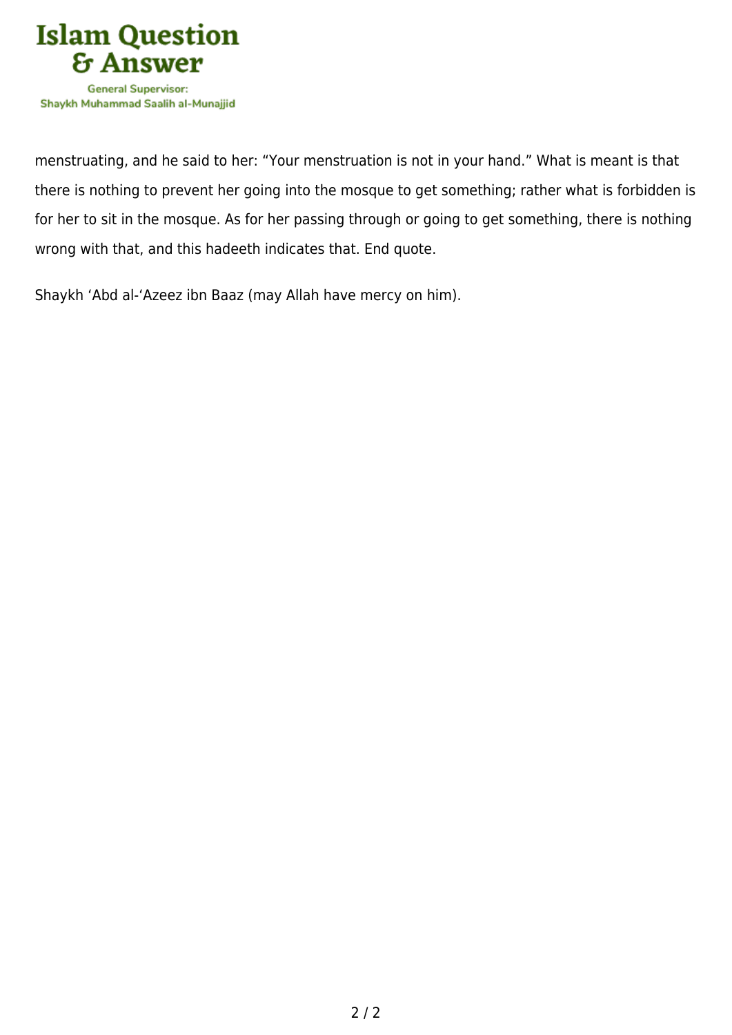menstruating, and he said to her: “Your menstruation is not in your hand.” What is meant is that there is nothing to prevent her going into the mosque to get something; rather what is forbidden is for her to sit in the mosque. As for her passing through or going to get something, there is nothing wrong with that, and this hadeeth indicates that. End quote.

Shaykh ‘Abd al-‘Azeez ibn Baaz (may Allah have mercy on him).